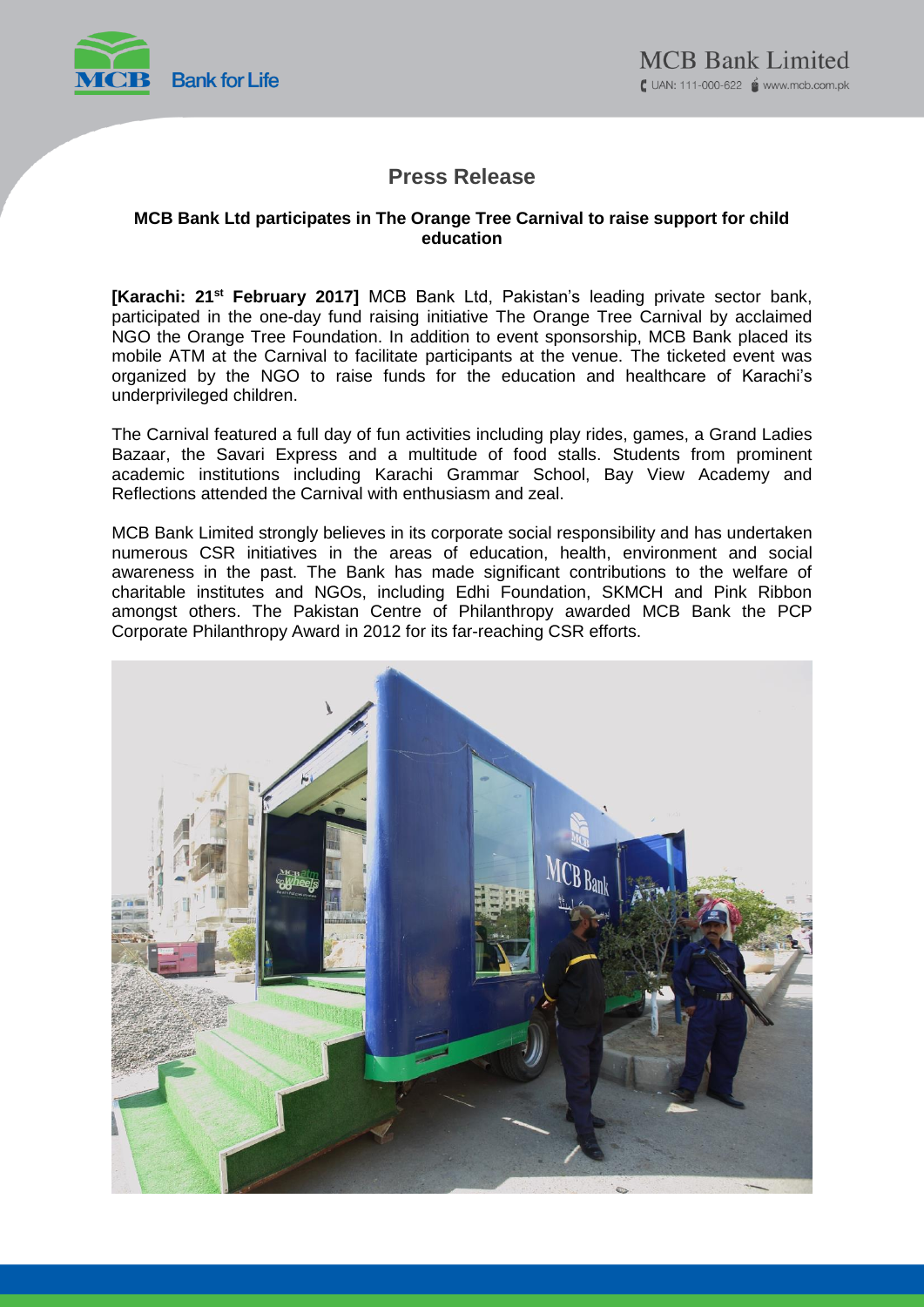# Press Release

**MCB Bank Ltd participates in The Orange Tree Carnival to raise support for child education**

**[Karachi: 21st February 2017]** MCB Bank Ltd, Pakistan's leading private sector bank, participated in the one-day fund raising initiative The Orange Tree Carnival by acclaimed NGO the Orange Tree Foundation. In addition to event sponsorship, MCB Bank placed its mobile ATM at the Carnival to facilitate participants at the venue. The ticketed event was organized by the NGO to raise funds for the education and healthcare of Karachi's underprivileged children.

The Carnival featured a full day of fun activities including play rides, games, a Grand Ladies Bazaar, the Savari Express and a multitude of food stalls. Students from prominent academic institutions including Karachi Grammar School, Bay View Academy and Reflections attended the Carnival with enthusiasm and zeal.

MCB Bank Limited strongly believes in its corporate social responsibility and has undertaken numerous CSR initiatives in the areas of education, health, environment and social awareness in the past. The Bank has made significant contributions to the welfare of charitable institutes and NGOs, including Edhi Foundation, SKMCH and Pink Ribbon amongst others. The Pakistan Centre of Philanthropy awarded MCB Bank the PCP Corporate Philanthropy Award in 2012 for its far-reaching CSR efforts.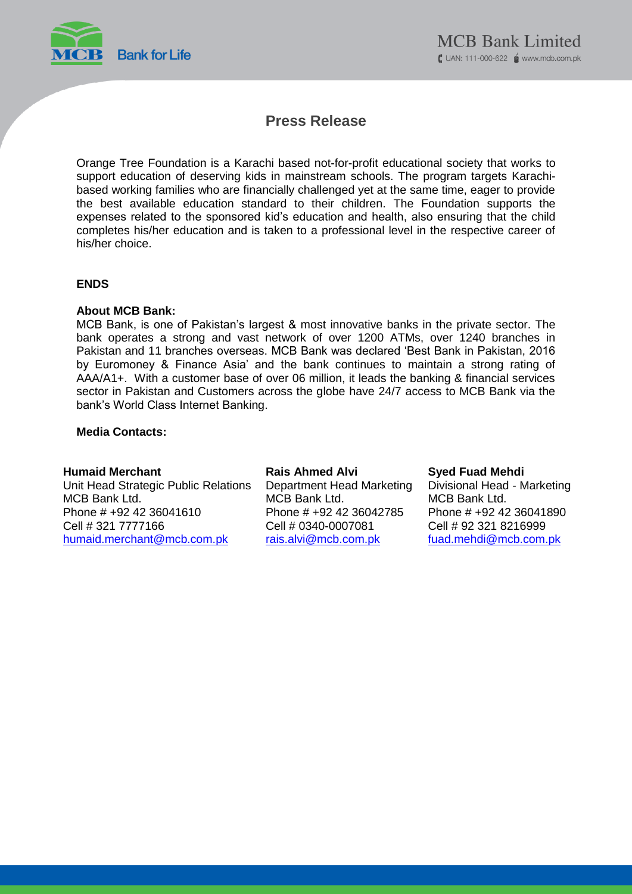## Press Release

Orange Tree Foundation is a Karachi based not-for-profit educational society that works to support education of deserving kids in mainstream schools. The program targets Karachi-based working families who are financially challenged yet at the same time, eager to provide the best available education standard to their children. The Foundation supports the expenses related to the sponsored kid's education and health, also ensuring that the child completes his/her education and is taken to a professional level in the respective career of his/her choice.

**ENDS**

**About MCB Bank:**
MCB Bank, is one of Pakistan's largest & most innovative banks in the private sector. The bank operates a strong and vast network of over 1200 ATMs, over 1240 branches in Pakistan and 11 branches overseas. MCB Bank was declared 'Best Bank in Pakistan, 2016 by Euromoney & Finance Asia' and the bank continues to maintain a strong rating of AAA/A1+. With a customer base of over 06 million, it leads the banking & financial services sector in Pakistan and Customers across the globe have 24/7 access to MCB Bank via the bank's World Class Internet Banking.

**Media Contacts:**

**Humaid Merchant**
Unit Head Strategic Public Relations
MCB Bank Ltd.
Phone # +92 42 36041610
Cell # 321 7777166
humaid.merchant@mcb.com.pk

**Rais Ahmed Alvi**
Department Head Marketing
MCB Bank Ltd.
Phone # +92 42 36042785
Cell # 0340-0007081
rais.alvi@mcb.com.pk

**Syed Fuad Mehdi**
Divisional Head - Marketing
MCB Bank Ltd.
Phone # +92 42 36041890
Cell # 92 321 8216999
fuad.mehdi@mcb.com.pk